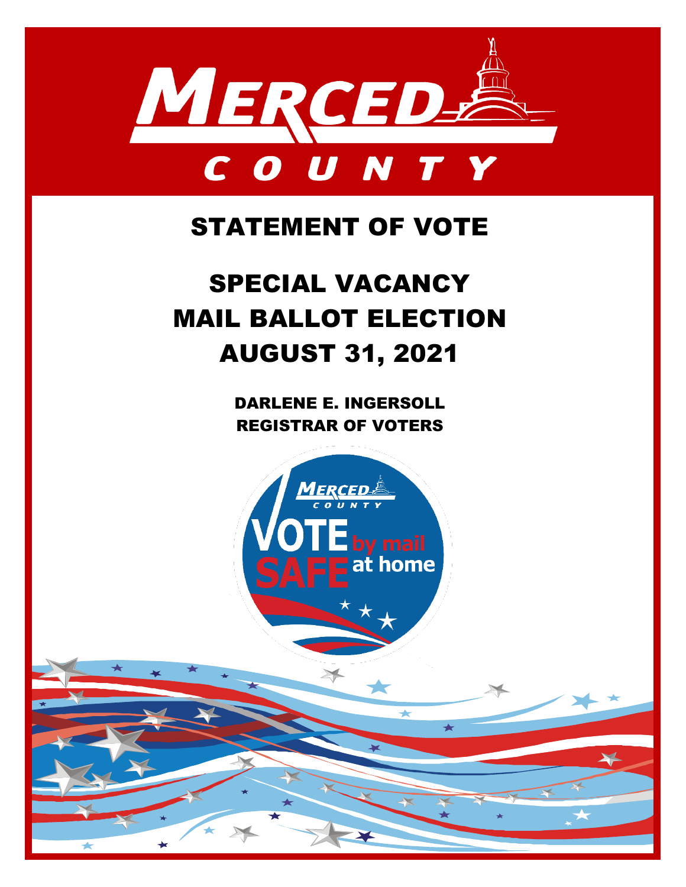# STATEMENT OF VOTE

## SPECIAL VACANCY MAIL BALLOT ELECTION AUGUST 31, 2021

DARLENE E. INGERSOLL
REGISTRAR OF VOTERS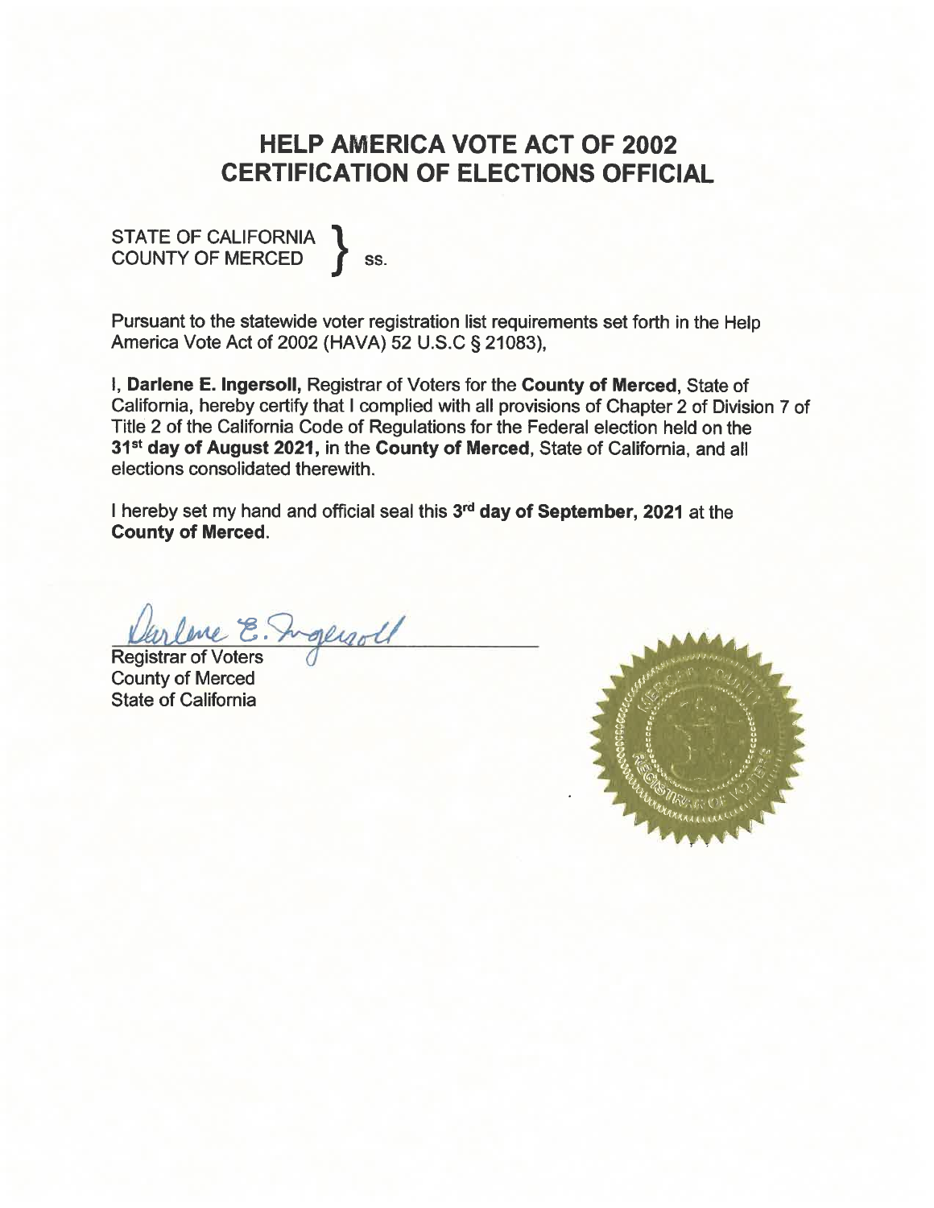# HELP AMERICA VOTE ACT OF 2002
# CERTIFICATION OF ELECTIONS OFFICIAL

STATE OF CALIFORNIA
COUNTY OF MERCED } ss.

Pursuant to the statewide voter registration list requirements set forth in the Help America Vote Act of 2002 (HAVA) 52 U.S.C § 21083),

I, **Darlene E. Ingersoll,** Registrar of Voters for the **County of Merced**, State of California, hereby certify that I complied with all provisions of Chapter 2 of Division 7 of Title 2 of the California Code of Regulations for the Federal election held on the **31st day of August 2021,** in the **County of Merced**, State of California, and all elections consolidated therewith.

I hereby set my hand and official seal this **3rd day of September, 2021** at the **County of Merced**.

Darlene E. Ingersoll

Registrar of Voters
County of Merced
State of California

MERCED COUNTY REGISTRAR OF VOTERS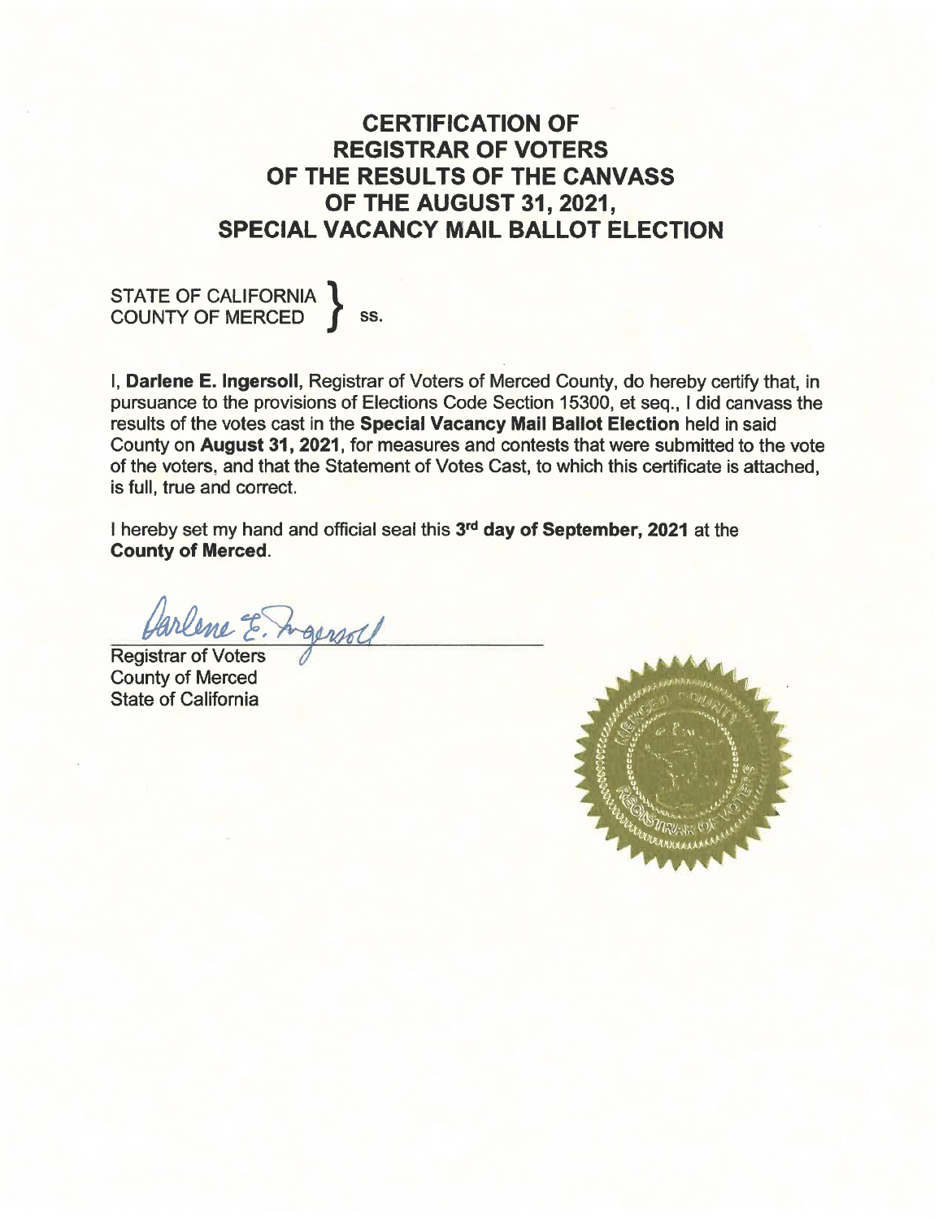# CERTIFICATION OF REGISTRAR OF VOTERS OF THE RESULTS OF THE CANVASS OF THE AUGUST 31, 2021, SPECIAL VACANCY MAIL BALLOT ELECTION

STATE OF CALIFORNIA }
COUNTY OF MERCED } ss.

I, **Darlene E. Ingersoll**, Registrar of Voters of Merced County, do hereby certify that, in pursuance to the provisions of Elections Code Section 15300, et seq., I did canvass the results of the votes cast in the **Special Vacancy Mail Ballot Election** held in said County on **August 31, 2021**, for measures and contests that were submitted to the vote of the voters, and that the Statement of Votes Cast, to which this certificate is attached, is full, true and correct.

I hereby set my hand and official seal this **3rd day of September, 2021** at the **County of Merced**.

Darlene E. Ingersoll

Registrar of Voters
County of Merced
State of California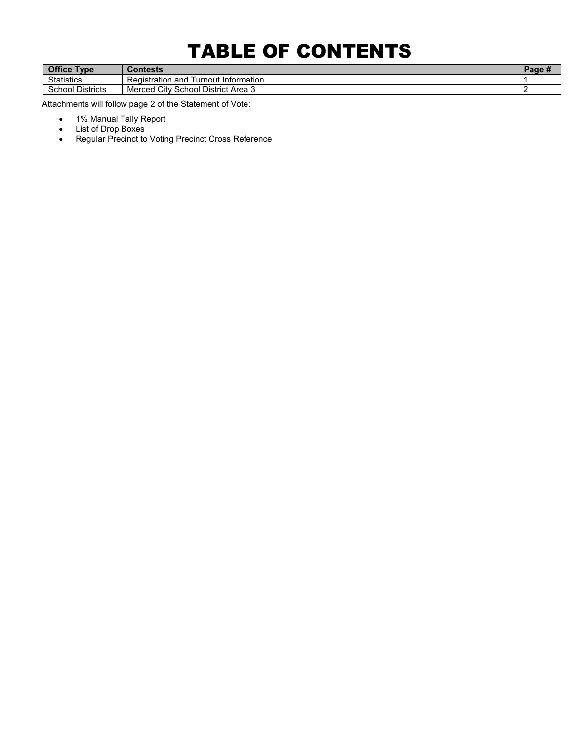# TABLE OF CONTENTS

| Office Type | Contests | Page # |
|---|---|---|
| Statistics | Registration and Turnout Information | 1 |
| School Districts | Merced City School District Area 3 | 2 |

Attachments will follow page 2 of the Statement of Vote:

- 1% Manual Tally Report
- List of Drop Boxes
- Regular Precinct to Voting Precinct Cross Reference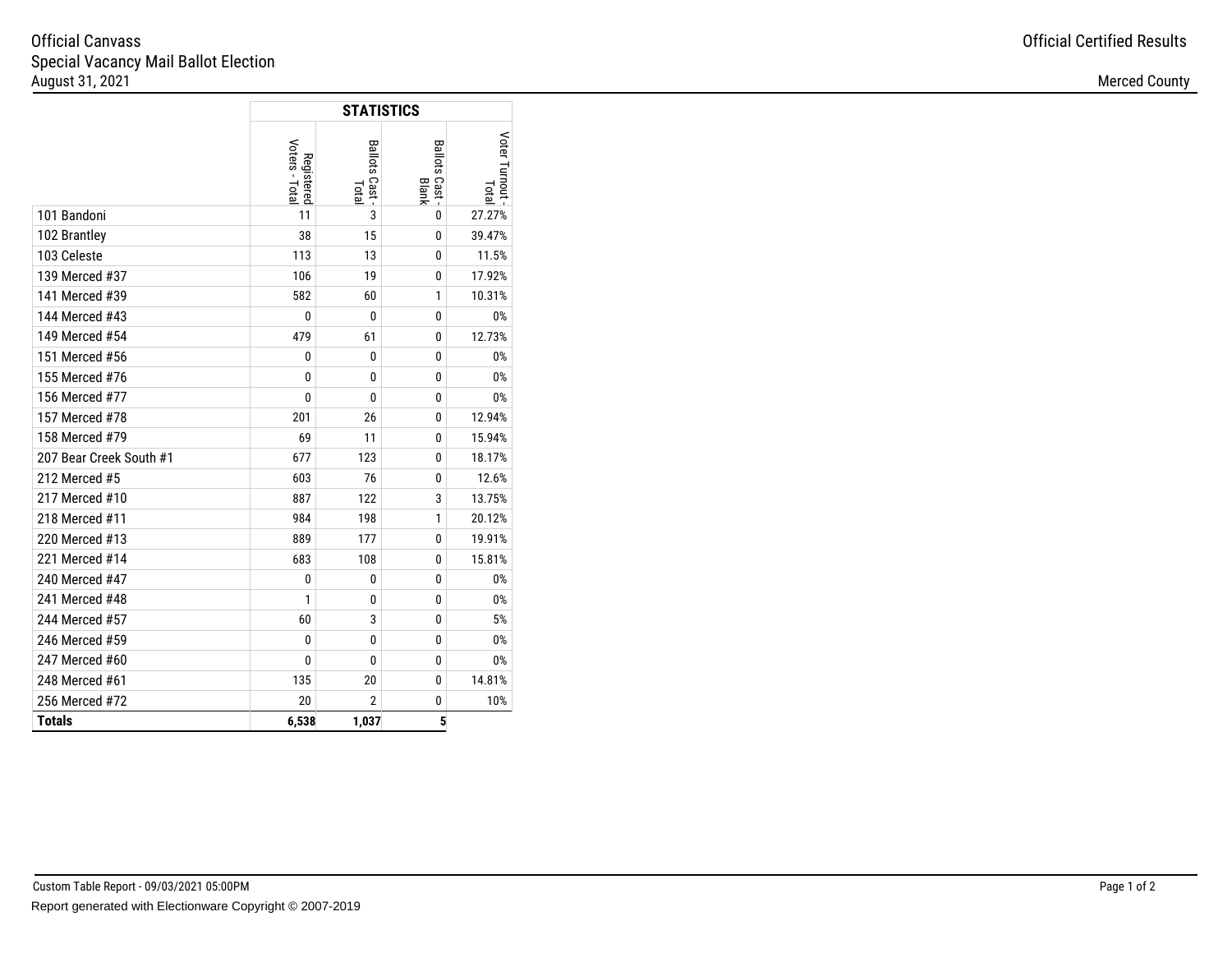Official Canvass
Special Vacancy Mail Ballot Election
August 31, 2021

Official Certified Results

Merced County

| | STATISTICS | | | |
|---|---|---|---|---|
| | Registered Voters - Total | Ballots Cast - Total | Ballots Cast - Blank | Voter Turnout - Total |
| 101 Bandoni | 11 | 3 | 0 | 27.27% |
| 102 Brantley | 38 | 15 | 0 | 39.47% |
| 103 Celeste | 113 | 13 | 0 | 11.5% |
| 139 Merced #37 | 106 | 19 | 0 | 17.92% |
| 141 Merced #39 | 582 | 60 | 1 | 10.31% |
| 144 Merced #43 | 0 | 0 | 0 | 0% |
| 149 Merced #54 | 479 | 61 | 0 | 12.73% |
| 151 Merced #56 | 0 | 0 | 0 | 0% |
| 155 Merced #76 | 0 | 0 | 0 | 0% |
| 156 Merced #77 | 0 | 0 | 0 | 0% |
| 157 Merced #78 | 201 | 26 | 0 | 12.94% |
| 158 Merced #79 | 69 | 11 | 0 | 15.94% |
| 207 Bear Creek South #1 | 677 | 123 | 0 | 18.17% |
| 212 Merced #5 | 603 | 76 | 0 | 12.6% |
| 217 Merced #10 | 887 | 122 | 3 | 13.75% |
| 218 Merced #11 | 984 | 198 | 1 | 20.12% |
| 220 Merced #13 | 889 | 177 | 0 | 19.91% |
| 221 Merced #14 | 683 | 108 | 0 | 15.81% |
| 240 Merced #47 | 0 | 0 | 0 | 0% |
| 241 Merced #48 | 1 | 0 | 0 | 0% |
| 244 Merced #57 | 60 | 3 | 0 | 5% |
| 246 Merced #59 | 0 | 0 | 0 | 0% |
| 247 Merced #60 | 0 | 0 | 0 | 0% |
| 248 Merced #61 | 135 | 20 | 0 | 14.81% |
| 256 Merced #72 | 20 | 2 | 0 | 10% |
| **Totals** | **6,538** | **1,037** | **5** | |

Custom Table Report - 09/03/2021 05:00PM

Report generated with Electionware Copyright © 2007-2019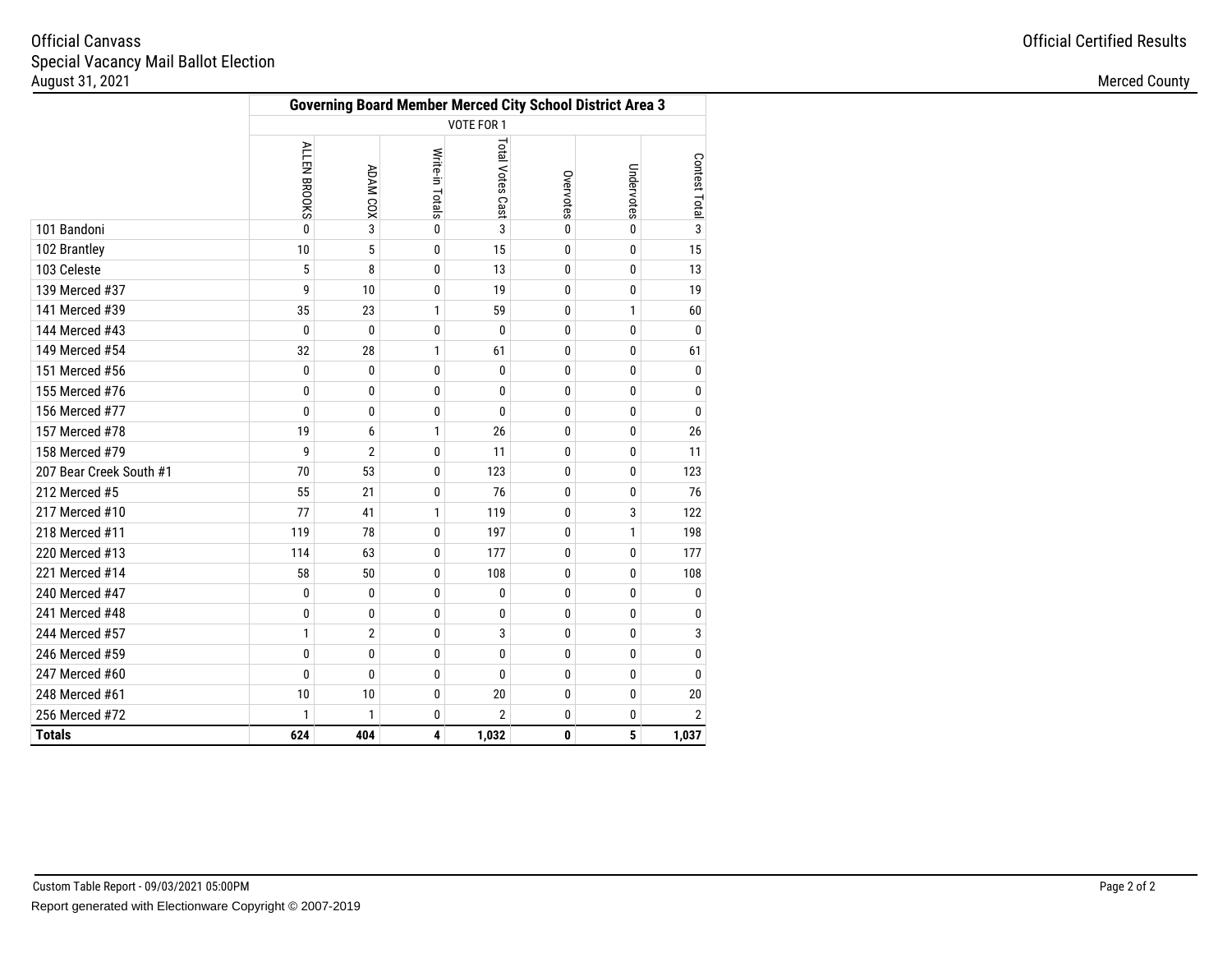Official Canvass
Special Vacancy Mail Ballot Election
August 31, 2021

Official Certified Results

Merced County

| | Governing Board Member Merced City School District Area 3 | | | | | | |
|---|---|---|---|---|---|---|---|
| | VOTE FOR 1 | | | | | | |
| | ALLEN BROOKS | ADAM COX | Write-in Totals | Total Votes Cast | Overvotes | Undervotes | Contest Total |
| 101 Bandoni | 0 | 3 | 0 | 3 | 0 | 0 | 3 |
| 102 Brantley | 10 | 5 | 0 | 15 | 0 | 0 | 15 |
| 103 Celeste | 5 | 8 | 0 | 13 | 0 | 0 | 13 |
| 139 Merced #37 | 9 | 10 | 0 | 19 | 0 | 0 | 19 |
| 141 Merced #39 | 35 | 23 | 1 | 59 | 0 | 1 | 60 |
| 144 Merced #43 | 0 | 0 | 0 | 0 | 0 | 0 | 0 |
| 149 Merced #54 | 32 | 28 | 1 | 61 | 0 | 0 | 61 |
| 151 Merced #56 | 0 | 0 | 0 | 0 | 0 | 0 | 0 |
| 155 Merced #76 | 0 | 0 | 0 | 0 | 0 | 0 | 0 |
| 156 Merced #77 | 0 | 0 | 0 | 0 | 0 | 0 | 0 |
| 157 Merced #78 | 19 | 6 | 1 | 26 | 0 | 0 | 26 |
| 158 Merced #79 | 9 | 2 | 0 | 11 | 0 | 0 | 11 |
| 207 Bear Creek South #1 | 70 | 53 | 0 | 123 | 0 | 0 | 123 |
| 212 Merced #5 | 55 | 21 | 0 | 76 | 0 | 0 | 76 |
| 217 Merced #10 | 77 | 41 | 1 | 119 | 0 | 3 | 122 |
| 218 Merced #11 | 119 | 78 | 0 | 197 | 0 | 1 | 198 |
| 220 Merced #13 | 114 | 63 | 0 | 177 | 0 | 0 | 177 |
| 221 Merced #14 | 58 | 50 | 0 | 108 | 0 | 0 | 108 |
| 240 Merced #47 | 0 | 0 | 0 | 0 | 0 | 0 | 0 |
| 241 Merced #48 | 0 | 0 | 0 | 0 | 0 | 0 | 0 |
| 244 Merced #57 | 1 | 2 | 0 | 3 | 0 | 0 | 3 |
| 246 Merced #59 | 0 | 0 | 0 | 0 | 0 | 0 | 0 |
| 247 Merced #60 | 0 | 0 | 0 | 0 | 0 | 0 | 0 |
| 248 Merced #61 | 10 | 10 | 0 | 20 | 0 | 0 | 20 |
| 256 Merced #72 | 1 | 1 | 0 | 2 | 0 | 0 | 2 |
| **Totals** | **624** | **404** | **4** | **1,032** | **0** | **5** | **1,037** |

Custom Table Report - 09/03/2021 05:00PM

Report generated with Electionware Copyright © 2007-2019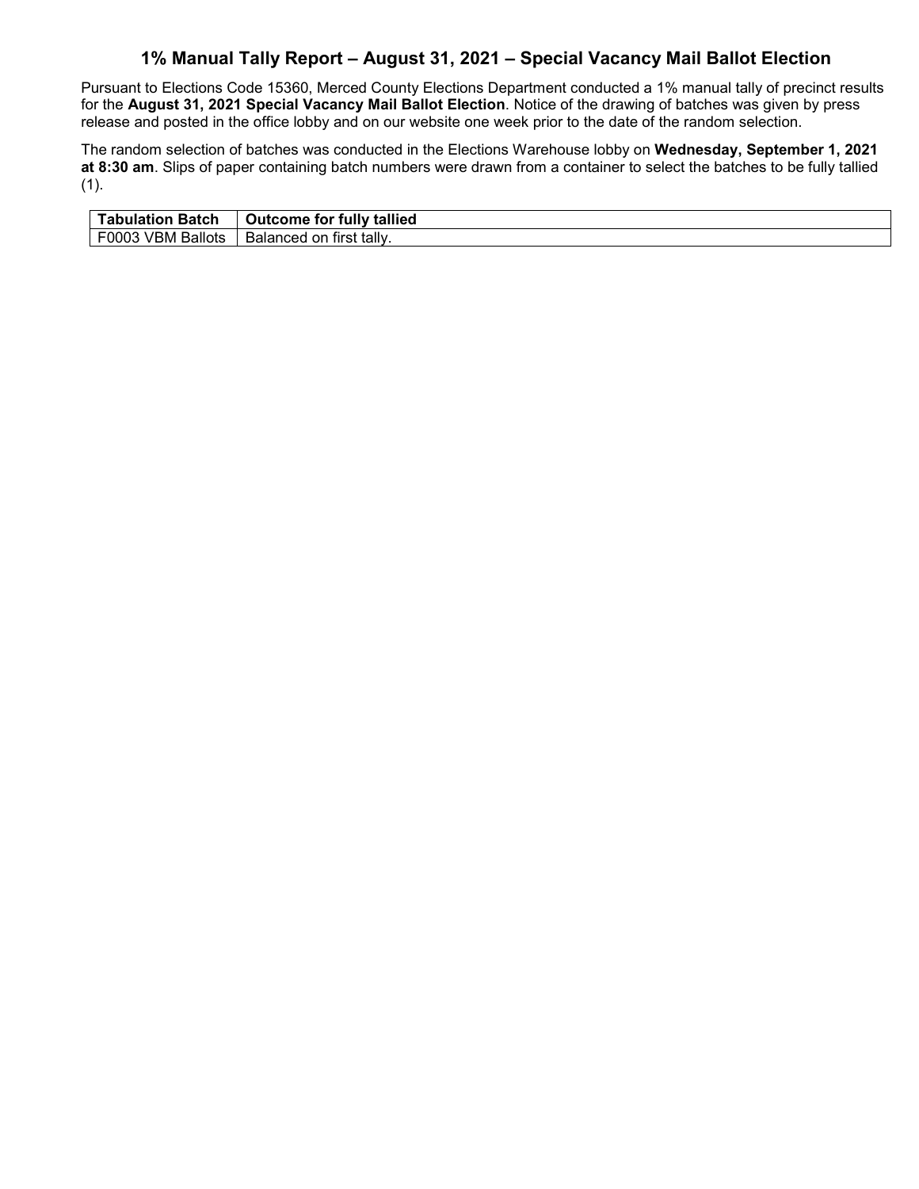## 1% Manual Tally Report – August 31, 2021 – Special Vacancy Mail Ballot Election

Pursuant to Elections Code 15360, Merced County Elections Department conducted a 1% manual tally of precinct results for the **August 31, 2021 Special Vacancy Mail Ballot Election**. Notice of the drawing of batches was given by press release and posted in the office lobby and on our website one week prior to the date of the random selection.

The random selection of batches was conducted in the Elections Warehouse lobby on **Wednesday, September 1, 2021 at 8:30 am**. Slips of paper containing batch numbers were drawn from a container to select the batches to be fully tallied (1).

| Tabulation Batch | Outcome for fully tallied |
| --- | --- |
| F0003 VBM Ballots | Balanced on first tally. |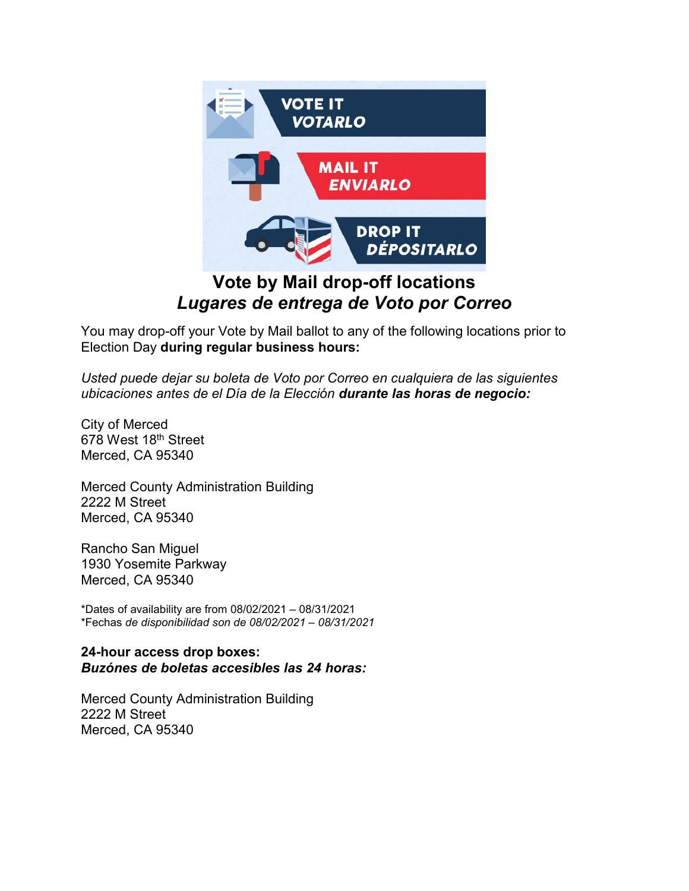# Vote by Mail drop-off locations
## *Lugares de entrega de Voto por Correo*

You may drop-off your Vote by Mail ballot to any of the following locations prior to Election Day **during regular business hours:**

*Usted puede dejar su boleta de Voto por Correo en cualquiera de las siguientes ubicaciones antes de el Día de la Elección* ***durante las horas de negocio:***

City of Merced
678 West 18th Street
Merced, CA 95340

Merced County Administration Building
2222 M Street
Merced, CA 95340

Rancho San Miguel
1930 Yosemite Parkway
Merced, CA 95340

*Dates of availability are from 08/02/2021 – 08/31/2021
*Fechas *de disponibilidad son de 08/02/2021 – 08/31/2021*

**24-hour access drop boxes:**
***Buzónes de boletas accesibles las 24 horas:***

Merced County Administration Building
2222 M Street
Merced, CA 95340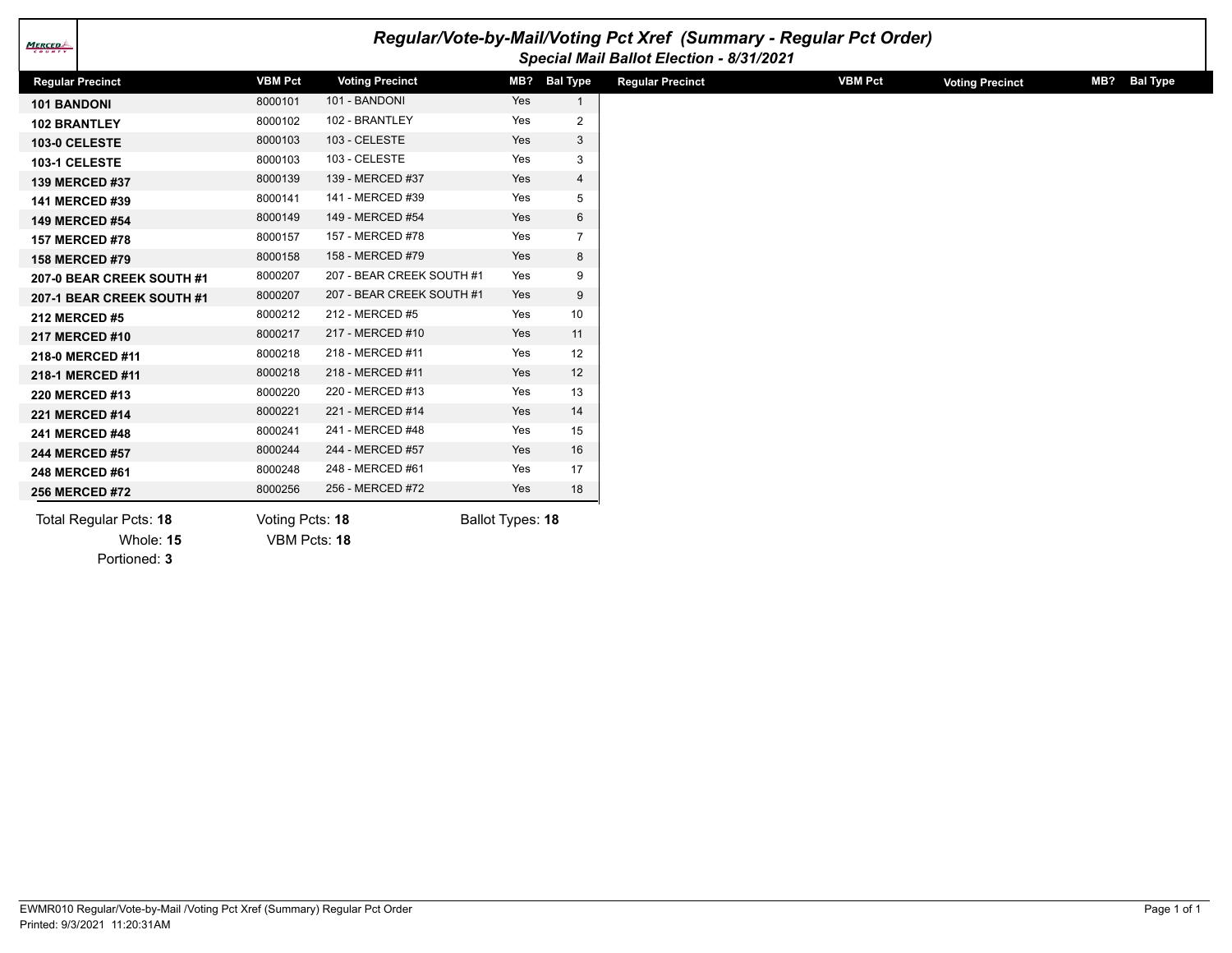# Regular/Vote-by-Mail/Voting Pct Xref (Summary - Regular Pct Order)

## Special Mail Ballot Election - 8/31/2021

| Regular Precinct | VBM Pct | Voting Precinct | MB? | Bal Type |
|---|---|---|---|---|
| 101 BANDONI | 8000101 | 101 - BANDONI | Yes | 1 |
| 102 BRANTLEY | 8000102 | 102 - BRANTLEY | Yes | 2 |
| 103-0 CELESTE | 8000103 | 103 - CELESTE | Yes | 3 |
| 103-1 CELESTE | 8000103 | 103 - CELESTE | Yes | 3 |
| 139 MERCED #37 | 8000139 | 139 - MERCED #37 | Yes | 4 |
| 141 MERCED #39 | 8000141 | 141 - MERCED #39 | Yes | 5 |
| 149 MERCED #54 | 8000149 | 149 - MERCED #54 | Yes | 6 |
| 157 MERCED #78 | 8000157 | 157 - MERCED #78 | Yes | 7 |
| 158 MERCED #79 | 8000158 | 158 - MERCED #79 | Yes | 8 |
| 207-0 BEAR CREEK SOUTH #1 | 8000207 | 207 - BEAR CREEK SOUTH #1 | Yes | 9 |
| 207-1 BEAR CREEK SOUTH #1 | 8000207 | 207 - BEAR CREEK SOUTH #1 | Yes | 9 |
| 212 MERCED #5 | 8000212 | 212 - MERCED #5 | Yes | 10 |
| 217 MERCED #10 | 8000217 | 217 - MERCED #10 | Yes | 11 |
| 218-0 MERCED #11 | 8000218 | 218 - MERCED #11 | Yes | 12 |
| 218-1 MERCED #11 | 8000218 | 218 - MERCED #11 | Yes | 12 |
| 220 MERCED #13 | 8000220 | 220 - MERCED #13 | Yes | 13 |
| 221 MERCED #14 | 8000221 | 221 - MERCED #14 | Yes | 14 |
| 241 MERCED #48 | 8000241 | 241 - MERCED #48 | Yes | 15 |
| 244 MERCED #57 | 8000244 | 244 - MERCED #57 | Yes | 16 |
| 248 MERCED #61 | 8000248 | 248 - MERCED #61 | Yes | 17 |
| 256 MERCED #72 | 8000256 | 256 - MERCED #72 | Yes | 18 |

Total Regular Pcts: **18** Voting Pcts: **18** Ballot Types: **18**

Whole: **15** VBM Pcts: **18**

Portioned: **3**

EWMR010 Regular/Vote-by-Mail /Voting Pct Xref (Summary) Regular Pct Order
Printed: 9/3/2021 11:20:31AM